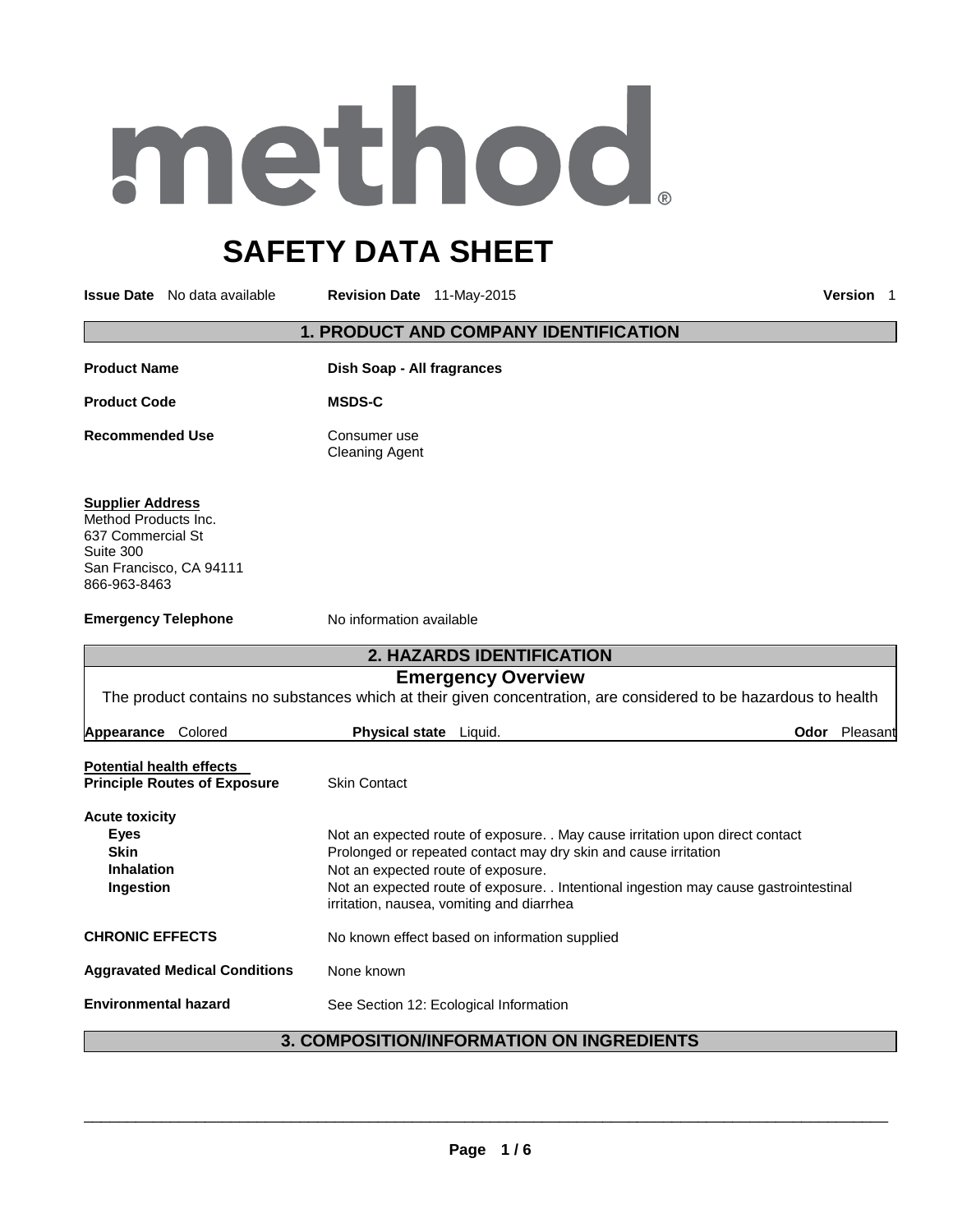# method®

# SAFETY DATA SHEET

**Issue Date** No data available **Revision Date** 11-May-2015 **Version** 1

## 1. PRODUCT AND COMPANY IDENTIFICATION

**Product Name** **Dish Soap - All fragrances**

**Product Code** **MSDS-C**

**Recommended Use** Consumer use
Cleaning Agent

**Supplier Address**
Method Products Inc.
637 Commercial St
Suite 300
San Francisco, CA 94111
866-963-8463

**Emergency Telephone** No information available

## 2. HAZARDS IDENTIFICATION

### Emergency Overview

The product contains no substances which at their given concentration, are considered to be hazardous to health

**Appearance** Colored **Physical state** Liquid. **Odor** Pleasant

**Potential health effects**
**Principle Routes of Exposure** Skin Contact

**Acute toxicity**
- **Eyes** Not an expected route of exposure. . May cause irritation upon direct contact
- **Skin** Prolonged or repeated contact may dry skin and cause irritation
- **Inhalation** Not an expected route of exposure.
- **Ingestion** Not an expected route of exposure. . Intentional ingestion may cause gastrointestinal irritation, nausea, vomiting and diarrhea

**CHRONIC EFFECTS** No known effect based on information supplied

**Aggravated Medical Conditions** None known

**Environmental hazard** See Section 12: Ecological Information

## 3. COMPOSITION/INFORMATION ON INGREDIENTS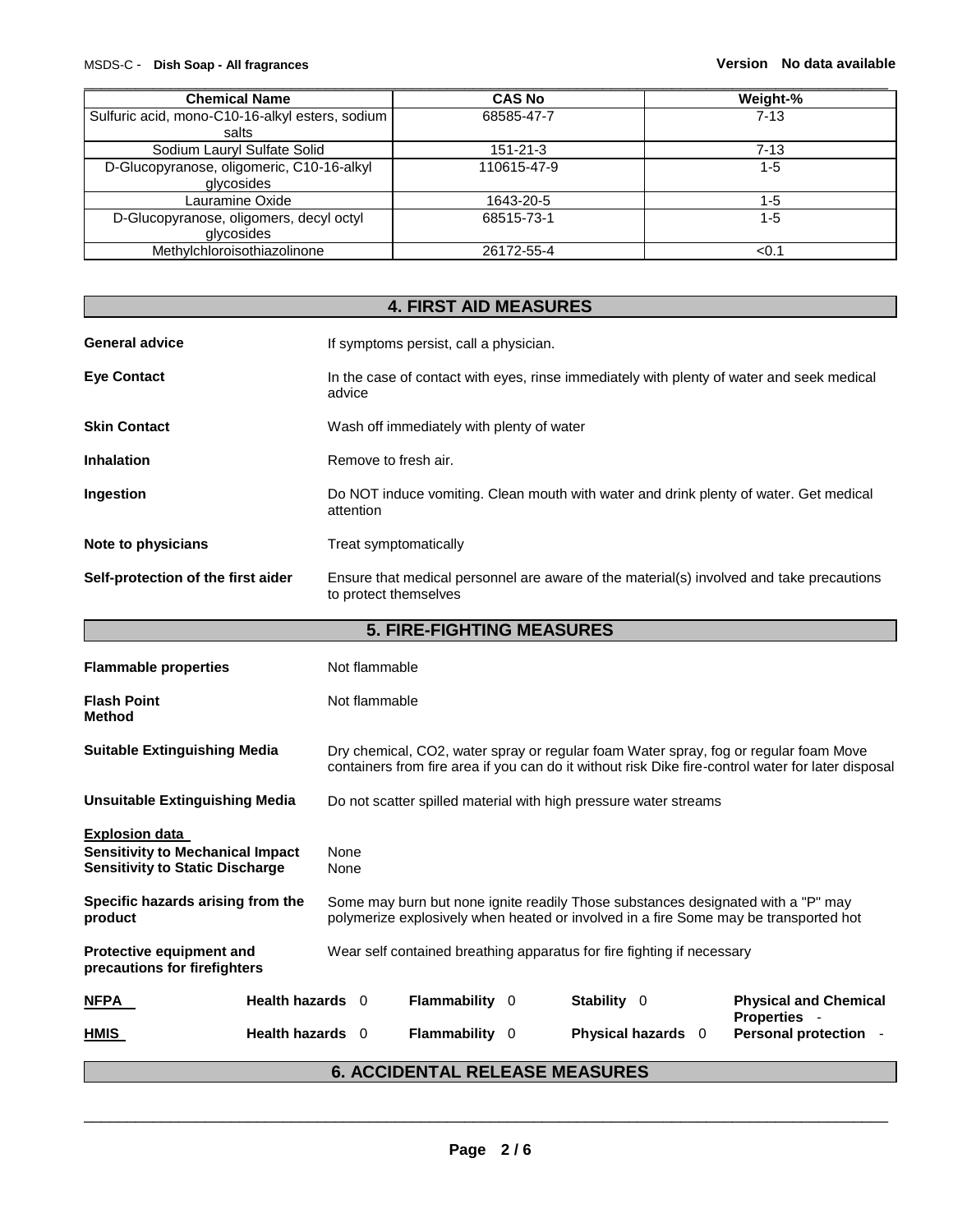| Chemical Name | CAS No | Weight-% |
|---|---|---|
| Sulfuric acid, mono-C10-16-alkyl esters, sodium salts | 68585-47-7 | 7-13 |
| Sodium Lauryl Sulfate Solid | 151-21-3 | 7-13 |
| D-Glucopyranose, oligomeric, C10-16-alkyl glycosides | 110615-47-9 | 1-5 |
| Lauramine Oxide | 1643-20-5 | 1-5 |
| D-Glucopyranose, oligomers, decyl octyl glycosides | 68515-73-1 | 1-5 |
| Methylchloroisothiazolinone | 26172-55-4 | <0.1 |

## 4. FIRST AID MEASURES

**General advice** If symptoms persist, call a physician.

**Eye Contact** In the case of contact with eyes, rinse immediately with plenty of water and seek medical advice

**Skin Contact** Wash off immediately with plenty of water

**Inhalation** Remove to fresh air.

**Ingestion** Do NOT induce vomiting. Clean mouth with water and drink plenty of water. Get medical attention

**Note to physicians** Treat symptomatically

**Self-protection of the first aider** Ensure that medical personnel are aware of the material(s) involved and take precautions to protect themselves

## 5. FIRE-FIGHTING MEASURES

**Flammable properties** Not flammable

**Flash Point** Not flammable
**Method**

**Suitable Extinguishing Media** Dry chemical, CO2, water spray or regular foam Water spray, fog or regular foam Move containers from fire area if you can do it without risk Dike fire-control water for later disposal

**Unsuitable Extinguishing Media** Do not scatter spilled material with high pressure water streams

**Explosion data**
**Sensitivity to Mechanical Impact** None
**Sensitivity to Static Discharge** None

**Specific hazards arising from the product** Some may burn but none ignite readily Those substances designated with a "P" may polymerize explosively when heated or involved in a fire Some may be transported hot

**Protective equipment and precautions for firefighters** Wear self contained breathing apparatus for fire fighting if necessary

| | | | | |
|---|---|---|---|---|
| **NFPA** | **Health hazards** 0 | **Flammability** 0 | **Stability** 0 | **Physical and Chemical Properties** - |
| **HMIS** | **Health hazards** 0 | **Flammability** 0 | **Physical hazards** 0 | **Personal protection** - |

## 6. ACCIDENTAL RELEASE MEASURES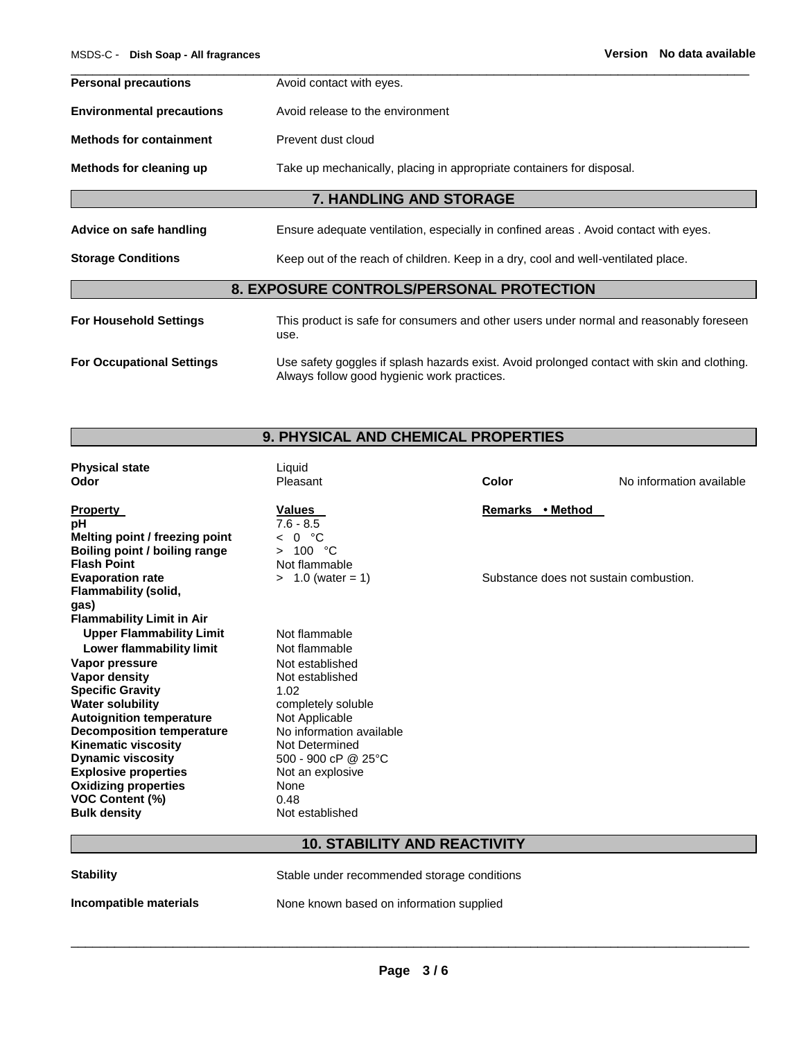| | |
|---|---|
| **Personal precautions** | Avoid contact with eyes. |
| **Environmental precautions** | Avoid release to the environment |
| **Methods for containment** | Prevent dust cloud |
| **Methods for cleaning up** | Take up mechanically, placing in appropriate containers for disposal. |

## 7. HANDLING AND STORAGE

| | |
|---|---|
| **Advice on safe handling** | Ensure adequate ventilation, especially in confined areas . Avoid contact with eyes. |
| **Storage Conditions** | Keep out of the reach of children. Keep in a dry, cool and well-ventilated place. |

## 8. EXPOSURE CONTROLS/PERSONAL PROTECTION

| | |
|---|---|
| **For Household Settings** | This product is safe for consumers and other users under normal and reasonably foreseen use. |
| **For Occupational Settings** | Use safety goggles if splash hazards exist. Avoid prolonged contact with skin and clothing. Always follow good hygienic work practices. |

## 9. PHYSICAL AND CHEMICAL PROPERTIES

| | | | |
|---|---|---|---|
| **Physical state** | Liquid | | |
| **Odor** | Pleasant | **Color** | No information available |

| **Property** | **Values** | **Remarks • Method** |
|---|---|---|
| **pH** | 7.6 - 8.5 | |
| **Melting point / freezing point** | < 0 °C | |
| **Boiling point / boiling range** | > 100 °C | |
| **Flash Point** | Not flammable | |
| **Evaporation rate** | > 1.0 (water = 1) | Substance does not sustain combustion. |
| **Flammability (solid, gas)** | | |
| **Flammability Limit in Air** | | |
| **Upper Flammability Limit** | Not flammable | |
| **Lower flammability limit** | Not flammable | |
| **Vapor pressure** | Not established | |
| **Vapor density** | Not established | |
| **Specific Gravity** | 1.02 | |
| **Water solubility** | completely soluble | |
| **Autoignition temperature** | Not Applicable | |
| **Decomposition temperature** | No information available | |
| **Kinematic viscosity** | Not Determined | |
| **Dynamic viscosity** | 500 - 900 cP @ 25°C | |
| **Explosive properties** | Not an explosive | |
| **Oxidizing properties** | None | |
| **VOC Content (%)** | 0.48 | |
| **Bulk density** | Not established | |

## 10. STABILITY AND REACTIVITY

| | |
|---|---|
| **Stability** | Stable under recommended storage conditions |
| **Incompatible materials** | None known based on information supplied |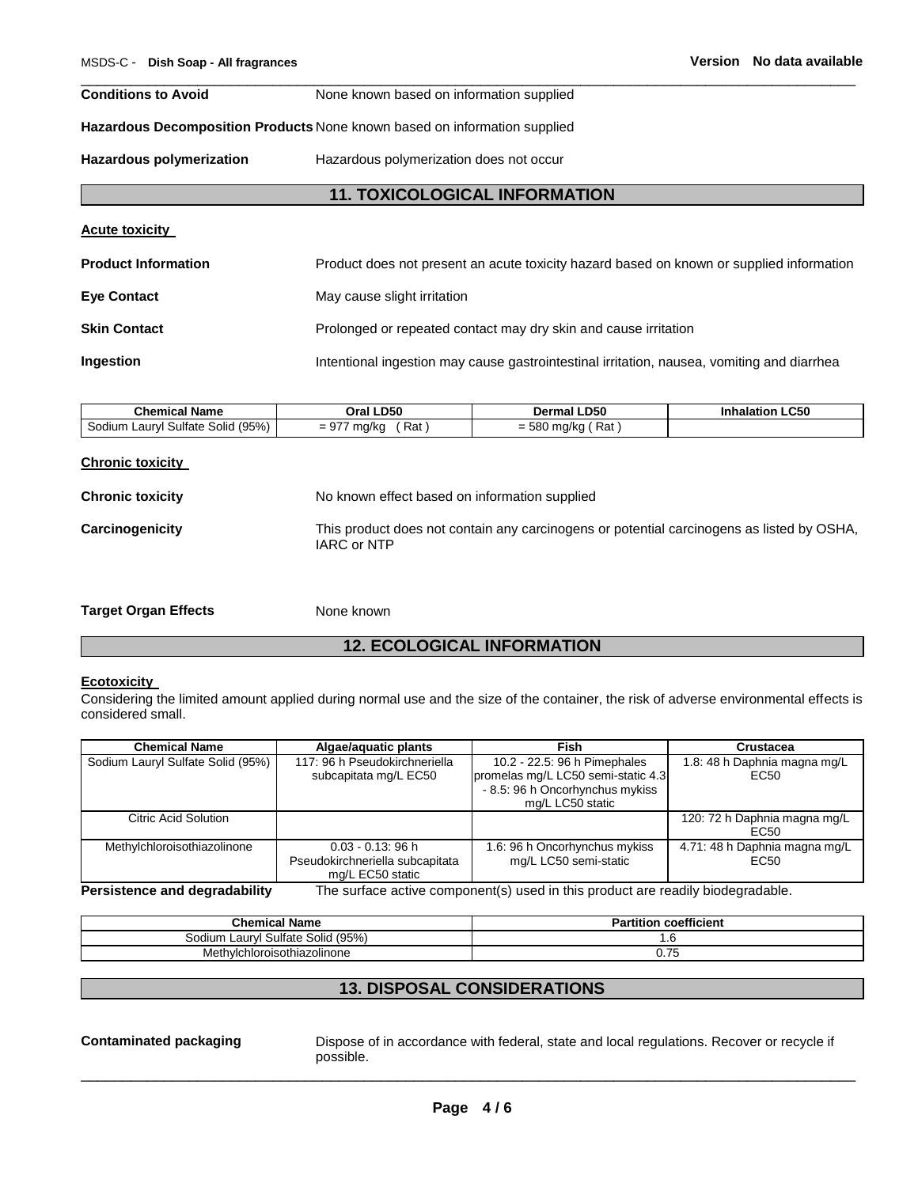**Conditions to Avoid** None known based on information supplied

**Hazardous Decomposition Products** None known based on information supplied

**Hazardous polymerization** Hazardous polymerization does not occur

## 11. TOXICOLOGICAL INFORMATION

**Acute toxicity**

**Product Information** Product does not present an acute toxicity hazard based on known or supplied information

**Eye Contact** May cause slight irritation

**Skin Contact** Prolonged or repeated contact may dry skin and cause irritation

**Ingestion** Intentional ingestion may cause gastrointestinal irritation, nausea, vomiting and diarrhea

| Chemical Name | Oral LD50 | Dermal LD50 | Inhalation LC50 |
|---|---|---|---|
| Sodium Lauryl Sulfate Solid (95%) | = 977 mg/kg ( Rat ) | = 580 mg/kg ( Rat ) | |

**Chronic toxicity**

**Chronic toxicity** No known effect based on information supplied

**Carcinogenicity** This product does not contain any carcinogens or potential carcinogens as listed by OSHA, IARC or NTP

**Target Organ Effects** None known

## 12. ECOLOGICAL INFORMATION

**Ecotoxicity**

Considering the limited amount applied during normal use and the size of the container, the risk of adverse environmental effects is considered small.

| Chemical Name | Algae/aquatic plants | Fish | Crustacea |
|---|---|---|---|
| Sodium Lauryl Sulfate Solid (95%) | 117: 96 h Pseudokirchneriella subcapitata mg/L EC50 | 10.2 - 22.5: 96 h Pimephales promelas mg/L LC50 semi-static 4.3 - 8.5: 96 h Oncorhynchus mykiss mg/L LC50 static | 1.8: 48 h Daphnia magna mg/L EC50 |
| Citric Acid Solution | | | 120: 72 h Daphnia magna mg/L EC50 |
| Methylchloroisothiazolinone | 0.03 - 0.13: 96 h Pseudokirchneriella subcapitata mg/L EC50 static | 1.6: 96 h Oncorhynchus mykiss mg/L LC50 semi-static | 4.71: 48 h Daphnia magna mg/L EC50 |

**Persistence and degradability** The surface active component(s) used in this product are readily biodegradable.

| Chemical Name | Partition coefficient |
|---|---|
| Sodium Lauryl Sulfate Solid (95%) | 1.6 |
| Methylchloroisothiazolinone | 0.75 |

## 13. DISPOSAL CONSIDERATIONS

**Contaminated packaging** Dispose of in accordance with federal, state and local regulations. Recover or recycle if possible.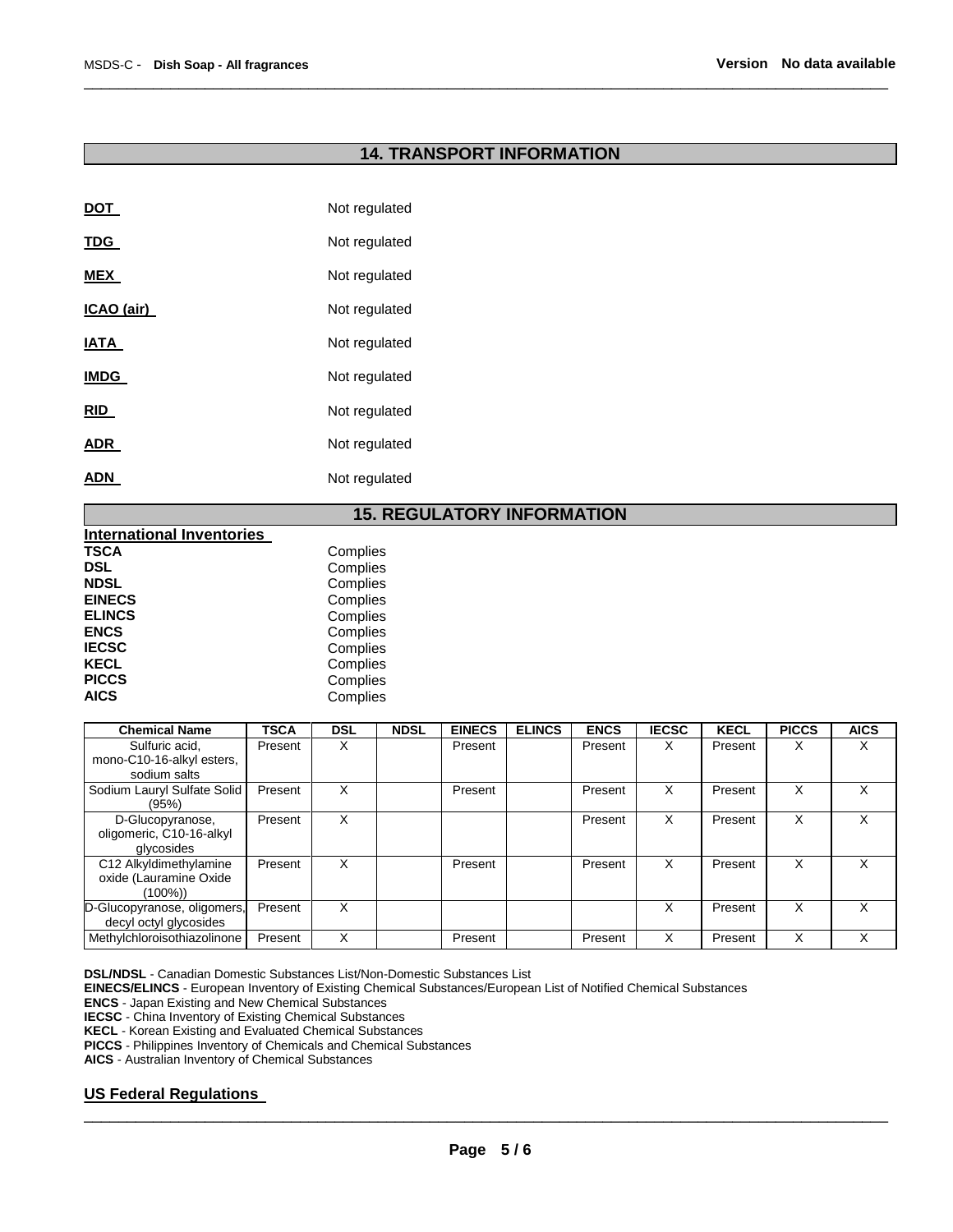## 14. TRANSPORT INFORMATION

| | |
|---|---|
| **DOT** | Not regulated |
| **TDG** | Not regulated |
| **MEX** | Not regulated |
| **ICAO (air)** | Not regulated |
| **IATA** | Not regulated |
| **IMDG** | Not regulated |
| **RID** | Not regulated |
| **ADR** | Not regulated |
| **ADN** | Not regulated |

## 15. REGULATORY INFORMATION

**International Inventories**

| | |
|---|---|
| **TSCA** | Complies |
| **DSL** | Complies |
| **NDSL** | Complies |
| **EINECS** | Complies |
| **ELINCS** | Complies |
| **ENCS** | Complies |
| **IECSC** | Complies |
| **KECL** | Complies |
| **PICCS** | Complies |
| **AICS** | Complies |

| Chemical Name | TSCA | DSL | NDSL | EINECS | ELINCS | ENCS | IECSC | KECL | PICCS | AICS |
|---|---|---|---|---|---|---|---|---|---|---|
| Sulfuric acid, mono-C10-16-alkyl esters, sodium salts | Present | X | | Present | | Present | X | Present | X | X |
| Sodium Lauryl Sulfate Solid (95%) | Present | X | | Present | | Present | X | Present | X | X |
| D-Glucopyranose, oligomeric, C10-16-alkyl glycosides | Present | X | | | | Present | X | Present | X | X |
| C12 Alkyldimethylamine oxide (Lauramine Oxide (100%)) | Present | X | | Present | | Present | X | Present | X | X |
| D-Glucopyranose, oligomers, decyl octyl glycosides | Present | X | | | | | X | Present | X | X |
| Methylchloroisothiazolinone | Present | X | | Present | | Present | X | Present | X | X |

**DSL/NDSL** - Canadian Domestic Substances List/Non-Domestic Substances List
**EINECS/ELINCS** - European Inventory of Existing Chemical Substances/European List of Notified Chemical Substances
**ENCS** - Japan Existing and New Chemical Substances
**IECSC** - China Inventory of Existing Chemical Substances
**KECL** - Korean Existing and Evaluated Chemical Substances
**PICCS** - Philippines Inventory of Chemicals and Chemical Substances
**AICS** - Australian Inventory of Chemical Substances

**US Federal Regulations**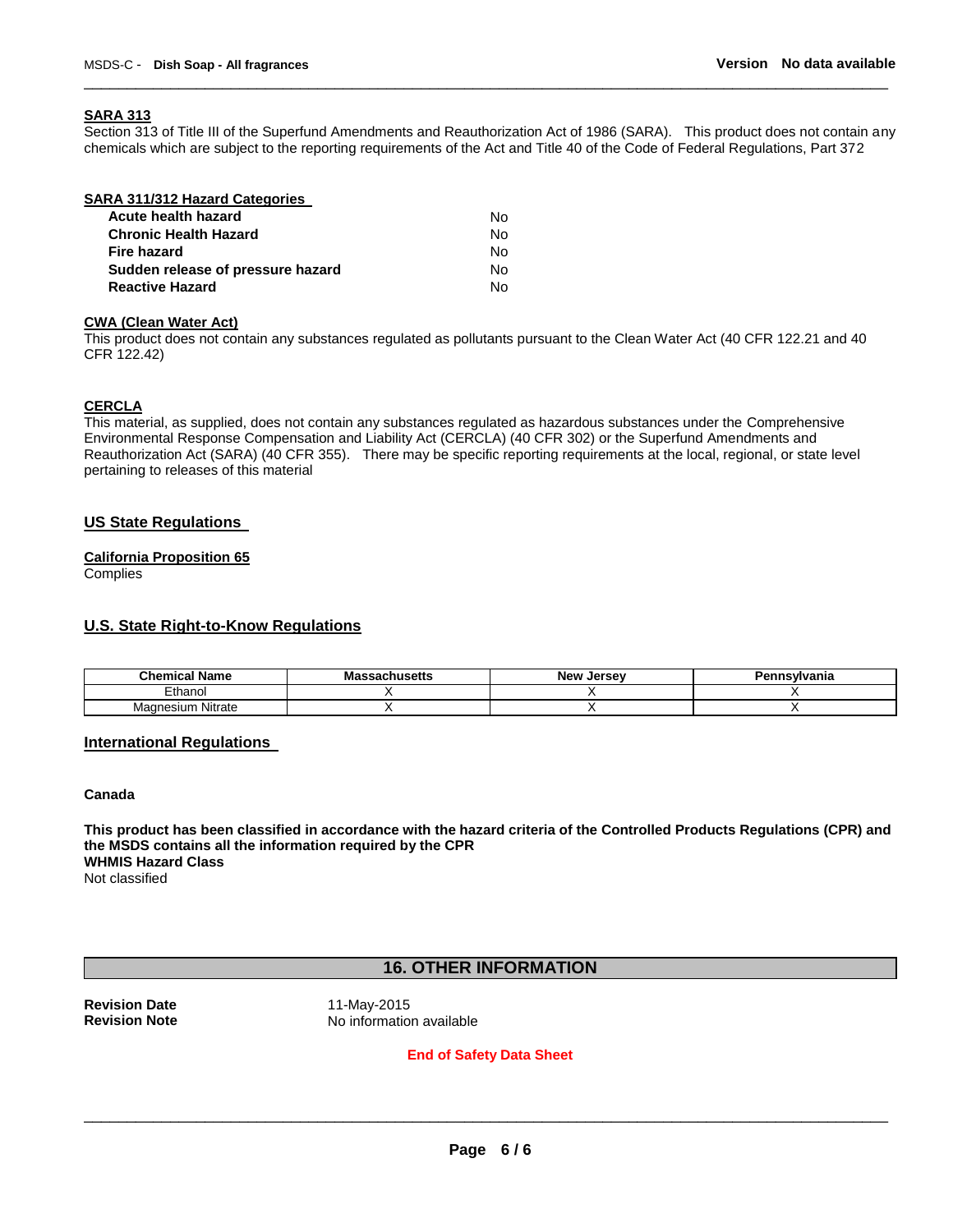**SARA 313**

Section 313 of Title III of the Superfund Amendments and Reauthorization Act of 1986 (SARA). This product does not contain any chemicals which are subject to the reporting requirements of the Act and Title 40 of the Code of Federal Regulations, Part 372

**SARA 311/312 Hazard Categories**

| | |
|---|---|
| **Acute health hazard** | No |
| **Chronic Health Hazard** | No |
| **Fire hazard** | No |
| **Sudden release of pressure hazard** | No |
| **Reactive Hazard** | No |

**CWA (Clean Water Act)**

This product does not contain any substances regulated as pollutants pursuant to the Clean Water Act (40 CFR 122.21 and 40 CFR 122.42)

**CERCLA**

This material, as supplied, does not contain any substances regulated as hazardous substances under the Comprehensive Environmental Response Compensation and Liability Act (CERCLA) (40 CFR 302) or the Superfund Amendments and Reauthorization Act (SARA) (40 CFR 355). There may be specific reporting requirements at the local, regional, or state level pertaining to releases of this material

## US State Regulations

**California Proposition 65**

Complies

## U.S. State Right-to-Know Regulations

| Chemical Name | Massachusetts | New Jersey | Pennsylvania |
|---|---|---|---|
| Ethanol | X | X | X |
| Magnesium Nitrate | X | X | X |

## International Regulations

**Canada**

**This product has been classified in accordance with the hazard criteria of the Controlled Products Regulations (CPR) and the MSDS contains all the information required by the CPR**

**WHMIS Hazard Class**

Not classified

## 16. OTHER INFORMATION

| | |
|---|---|
| **Revision Date** | 11-May-2015 |
| **Revision Note** | No information available |

**End of Safety Data Sheet**